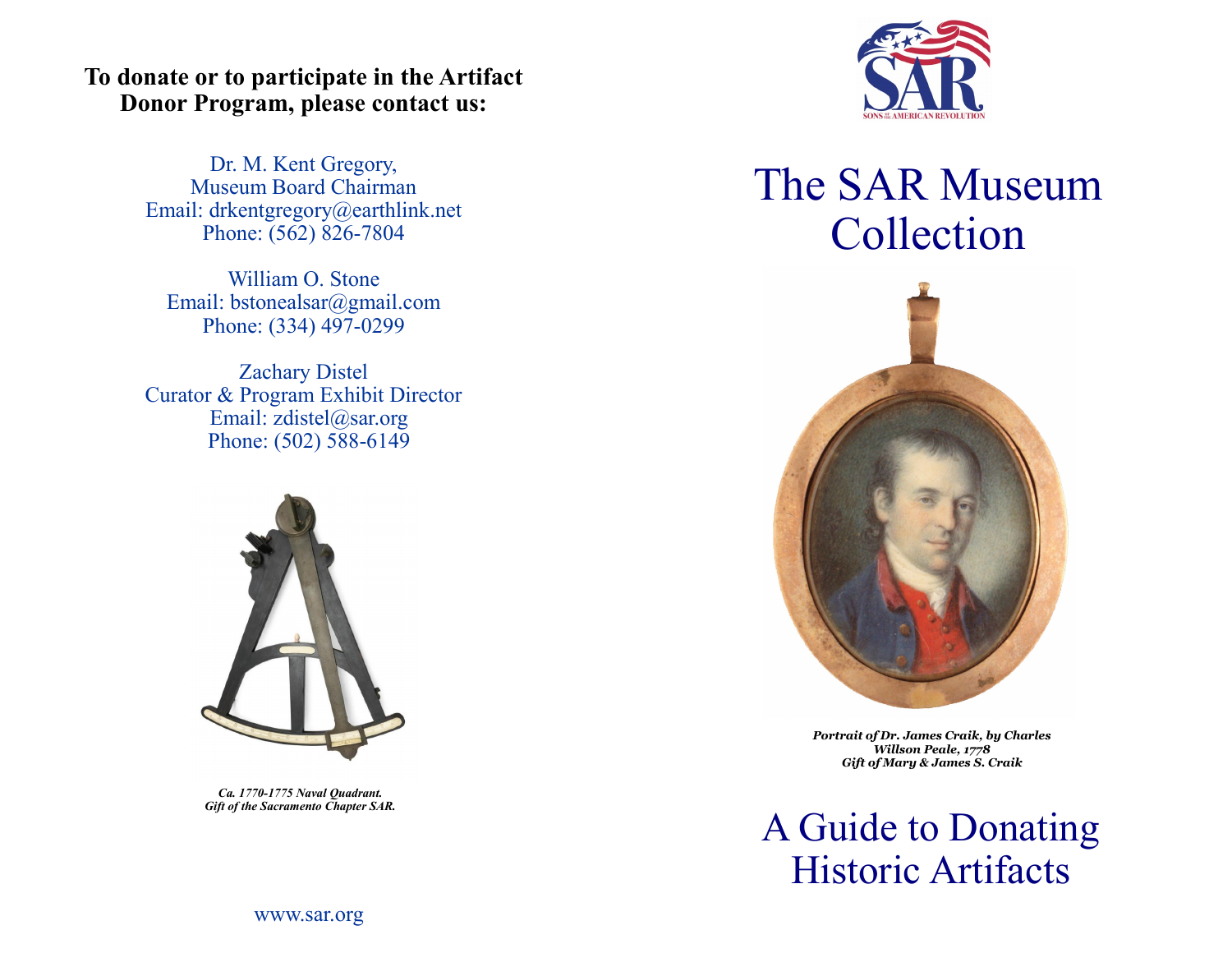**To donate or to participate in the Artifact Donor Program, please contact us:**

Dr. M. Kent Gregory,
Museum Board Chairman
Email: drkentgregory@earthlink.net
Phone: (562) 826-7804

William O. Stone
Email: bstonealsar@gmail.com
Phone: (334) 497-0299

Zachary Distel
Curator & Program Exhibit Director
Email: zdistel@sar.org
Phone: (502) 588-6149

***Ca. 1770-1775 Naval Quadrant.***
***Gift of the Sacramento Chapter SAR.***

www.sar.org

SAR
SONS OF THE AMERICAN REVOLUTION

# The SAR Museum Collection

***Portrait of Dr. James Craik, by Charles Willson Peale, 1778***
***Gift of Mary & James S. Craik***

# A Guide to Donating Historic Artifacts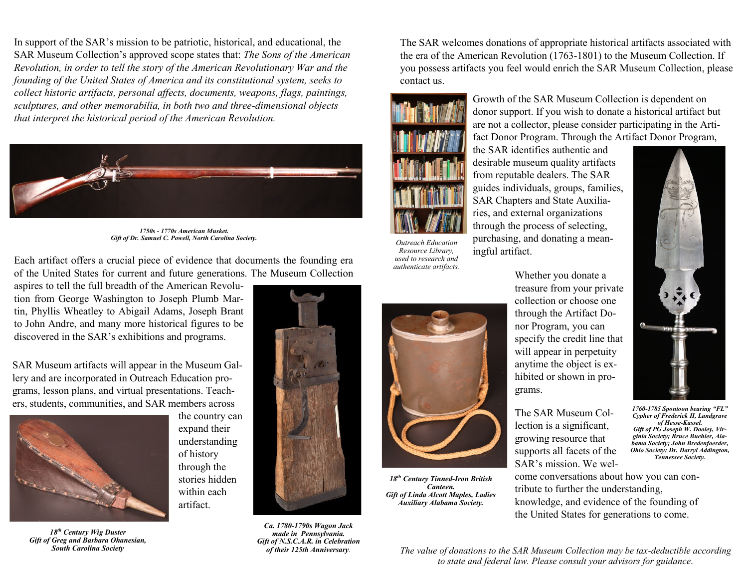In support of the SAR's mission to be patriotic, historical, and educational, the SAR Museum Collection's approved scope states that: *The Sons of the American Revolution, in order to tell the story of the American Revolutionary War and the founding of the United States of America and its constitutional system, seeks to collect historic artifacts, personal affects, documents, weapons, flags, paintings, sculptures, and other memorabilia, in both two and three-dimensional objects that interpret the historical period of the American Revolution.*

***1750s - 1770s American Musket.***
***Gift of Dr. Samuel C. Powell, North Carolina Society.***

Each artifact offers a crucial piece of evidence that documents the founding era of the United States for current and future generations. The Museum Collection aspires to tell the full breadth of the American Revolution from George Washington to Joseph Plumb Martin, Phyllis Wheatley to Abigail Adams, Joseph Brant to John Andre, and many more historical figures to be discovered in the SAR's exhibitions and programs.

SAR Museum artifacts will appear in the Museum Gallery and are incorporated in Outreach Education programs, lesson plans, and virtual presentations. Teachers, students, communities, and SAR members across the country can expand their understanding of history through the stories hidden within each artifact.

***18th Century Wig Duster***
***Gift of Greg and Barbara Ohanesian, South Carolina Society***

***Ca. 1780-1790s Wagon Jack made in Pennsylvania.***
***Gift of N.S.C.A.R. in Celebration of their 125th Anniversary.***

The SAR welcomes donations of appropriate historical artifacts associated with the era of the American Revolution (1763-1801) to the Museum Collection. If you possess artifacts you feel would enrich the SAR Museum Collection, please contact us.

*Outreach Education Resource Library, used to research and authenticate artifacts.*

Growth of the SAR Museum Collection is dependent on donor support. If you wish to donate a historical artifact but are not a collector, please consider participating in the Artifact Donor Program. Through the Artifact Donor Program, the SAR identifies authentic and desirable museum quality artifacts from reputable dealers. The SAR guides individuals, groups, families, SAR Chapters and State Auxiliaries, and external organizations through the process of selecting, purchasing, and donating a meaningful artifact.

Whether you donate a treasure from your private collection or choose one through the Artifact Donor Program, you can specify the credit line that will appear in perpetuity anytime the object is exhibited or shown in programs.

***18th Century Tinned-Iron British Canteen.***
***Gift of Linda Alcott Maples, Ladies Auxiliary Alabama Society.***

***1760-1785 Spontoon bearing "FL" Cypher of Frederick II, Landgrave of Hesse-Kassel.***
***Gift of PG Joseph W. Dooley, Virginia Society; Bruce Buehler, Alabama Society; John Bredenfoerder, Ohio Society; Dr. Darryl Addington, Tennessee Society.***

The SAR Museum Collection is a significant, growing resource that supports all facets of the SAR's mission. We welcome conversations about how you can contribute to further the understanding, knowledge, and evidence of the founding of the United States for generations to come.

*The value of donations to the SAR Museum Collection may be tax-deductible according to state and federal law. Please consult your advisors for guidance.*